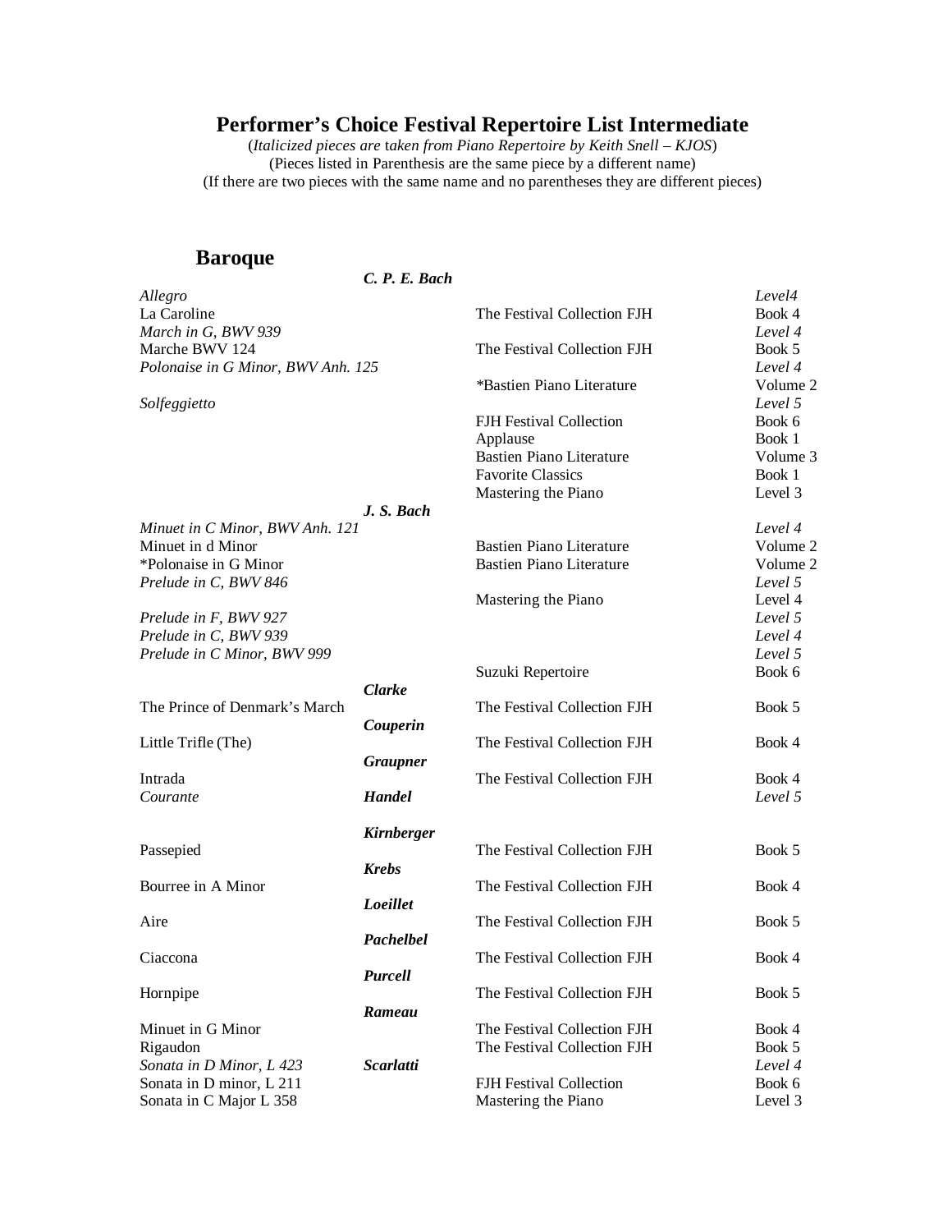# Performer's Choice Festival Repertoire List Intermediate

(*Italicized pieces are taken from Piano Repertoire by Keith Snell – KJOS*)
(Pieces listed in Parenthesis are the same piece by a different name)
(If there are two pieces with the same name and no parentheses they are different pieces)

## Baroque

| Piece | Composer | Book | Level/Volume |
|---|---|---|---|
| | ***C. P. E. Bach*** | | |
| *Allegro* | | | *Level4* |
| La Caroline | | The Festival Collection FJH | Book 4 |
| *March in G, BWV 939* | | | *Level 4* |
| Marche BWV 124 | | The Festival Collection FJH | Book 5 |
| *Polonaise in G Minor, BWV Anh. 125* | | | *Level 4* |
| | | *Bastien Piano Literature | Volume 2 |
| *Solfeggietto* | | | *Level 5* |
| | | FJH Festival Collection | Book 6 |
| | | Applause | Book 1 |
| | | Bastien Piano Literature | Volume 3 |
| | | Favorite Classics | Book 1 |
| | | Mastering the Piano | Level 3 |
| | ***J. S. Bach*** | | |
| *Minuet in C Minor, BWV Anh. 121* | | | *Level 4* |
| Minuet in d Minor | | Bastien Piano Literature | Volume 2 |
| *Polonaise in G Minor | | Bastien Piano Literature | Volume 2 |
| *Prelude in C, BWV 846* | | | *Level 5* |
| | | Mastering the Piano | Level 4 |
| *Prelude in F, BWV 927* | | | *Level 5* |
| *Prelude in C, BWV 939* | | | *Level 4* |
| *Prelude in C Minor, BWV 999* | | | *Level 5* |
| | | Suzuki Repertoire | Book 6 |
| | ***Clarke*** | | |
| The Prince of Denmark's March | | The Festival Collection FJH | Book 5 |
| | ***Couperin*** | | |
| Little Trifle (The) | | The Festival Collection FJH | Book 4 |
| | ***Graupner*** | | |
| Intrada | | The Festival Collection FJH | Book 4 |
| *Courante* | ***Handel*** | | *Level 5* |
| | ***Kirnberger*** | | |
| Passepied | | The Festival Collection FJH | Book 5 |
| | ***Krebs*** | | |
| Bourree in A Minor | | The Festival Collection FJH | Book 4 |
| | ***Loeillet*** | | |
| Aire | | The Festival Collection FJH | Book 5 |
| | ***Pachelbel*** | | |
| Ciaccona | | The Festival Collection FJH | Book 4 |
| | ***Purcell*** | | |
| Hornpipe | | The Festival Collection FJH | Book 5 |
| | ***Rameau*** | | |
| Minuet in G Minor | | The Festival Collection FJH | Book 4 |
| Rigaudon | | The Festival Collection FJH | Book 5 |
| *Sonata in D Minor, L 423* | ***Scarlatti*** | | *Level 4* |
| Sonata in D minor, L 211 | | FJH Festival Collection | Book 6 |
| Sonata in C Major L 358 | | Mastering the Piano | Level 3 |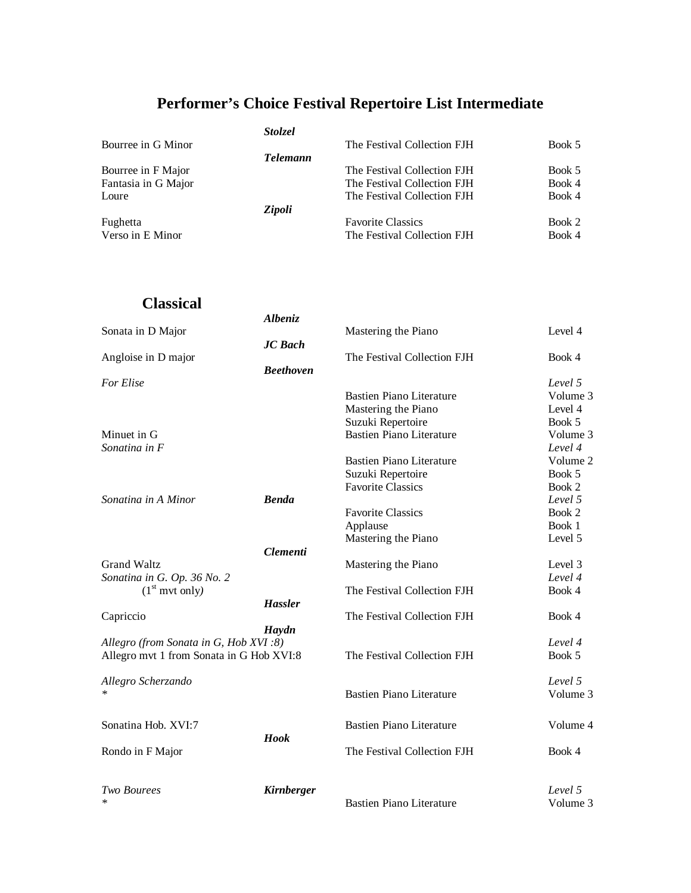# Performer's Choice Festival Repertoire List Intermediate

| Title | Composer | Book | Level/Book |
|---|---|---|---|
| | ***Stolzel*** | | |
| Bourree in G Minor | | The Festival Collection FJH | Book 5 |
| | ***Telemann*** | | |
| Bourree in F Major | | The Festival Collection FJH | Book 5 |
| Fantasia in G Major | | The Festival Collection FJH | Book 4 |
| Loure | | The Festival Collection FJH | Book 4 |
| | ***Zipoli*** | | |
| Fughetta | | Favorite Classics | Book 2 |
| Verso in E Minor | | The Festival Collection FJH | Book 4 |

## Classical

| Title | Composer | Book | Level/Book |
|---|---|---|---|
| | ***Albeniz*** | | |
| Sonata in D Major | | Mastering the Piano | Level 4 |
| | ***JC Bach*** | | |
| Angloise in D major | | The Festival Collection FJH | Book 4 |
| | ***Beethoven*** | | |
| *For Elise* | | | *Level 5* |
| | | Bastien Piano Literature | Volume 3 |
| | | Mastering the Piano | Level 4 |
| | | Suzuki Repertoire | Book 5 |
| Minuet in G | | Bastien Piano Literature | Volume 3 |
| *Sonatina in F* | | | *Level 4* |
| | | Bastien Piano Literature | Volume 2 |
| | | Suzuki Repertoire | Book 5 |
| | | Favorite Classics | Book 2 |
| *Sonatina in A Minor* | ***Benda*** | | *Level 5* |
| | | Favorite Classics | Book 2 |
| | | Applause | Book 1 |
| | | Mastering the Piano | Level 5 |
| | ***Clementi*** | | |
| Grand Waltz | | Mastering the Piano | Level 3 |
| *Sonatina in G. Op. 36 No. 2* | | | *Level 4* |
| (1st mvt only*)* | | The Festival Collection FJH | Book 4 |
| | ***Hassler*** | | |
| Capriccio | | The Festival Collection FJH | Book 4 |
| | ***Haydn*** | | |
| *Allegro (from Sonata in G, Hob XVI :8)* | | | *Level 4* |
| Allegro mvt 1 from Sonata in G Hob XVI:8 | | The Festival Collection FJH | Book 5 |
| *Allegro Scherzando* | | | *Level 5* |
| * | | Bastien Piano Literature | Volume 3 |
| Sonatina Hob. XVI:7 | | Bastien Piano Literature | Volume 4 |
| | ***Hook*** | | |
| Rondo in F Major | | The Festival Collection FJH | Book 4 |
| *Two Bourees* | ***Kirnberger*** | | *Level 5* |
| * | | Bastien Piano Literature | Volume 3 |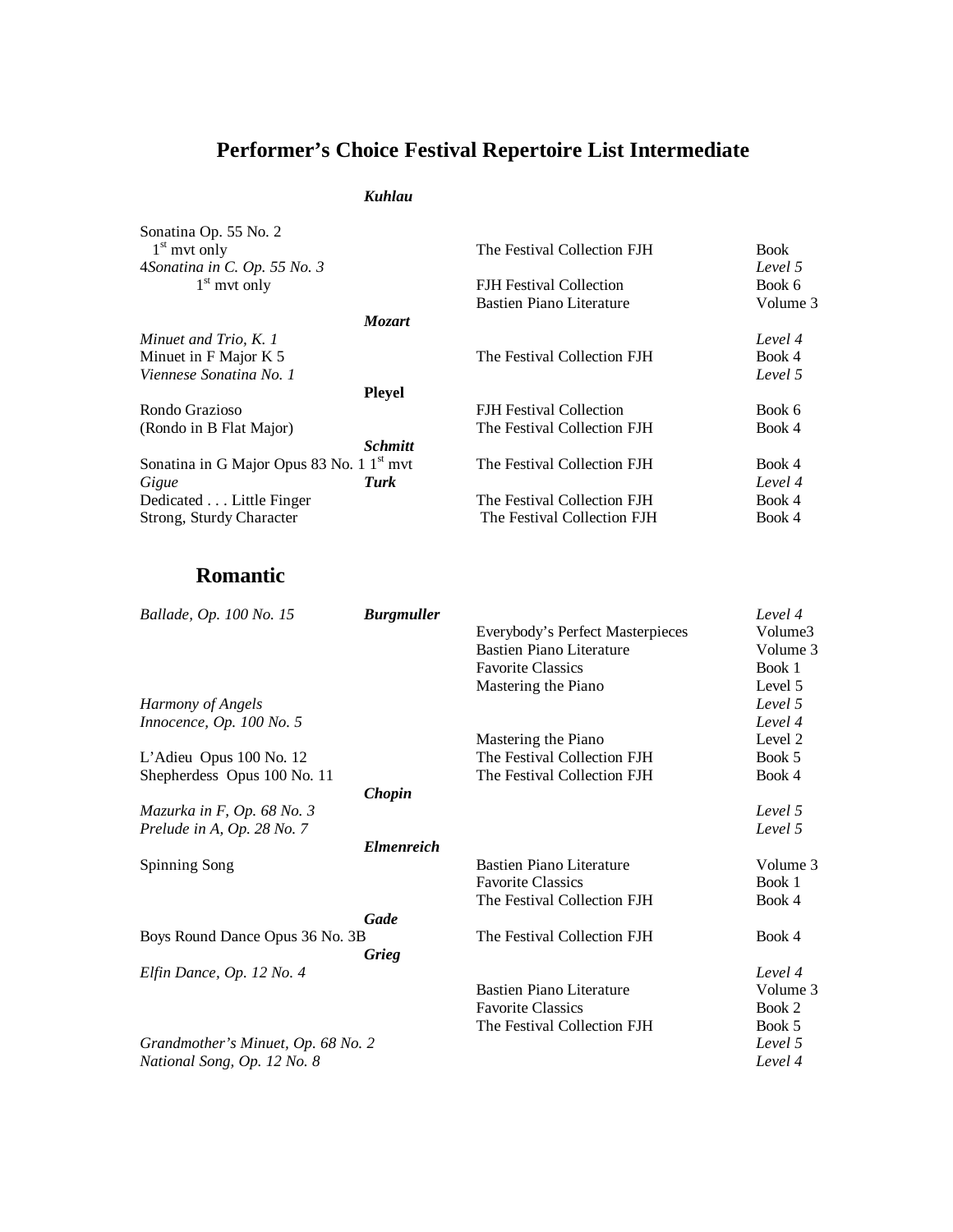## Performer's Choice Festival Repertoire List Intermediate

| Title | Composer | Collection | Book/Level |
|---|---|---|---|
| | ***Kuhlau*** | | |
| Sonatina Op. 55 No. 2 1st mvt only | | The Festival Collection FJH | Book |
| 4*Sonatina in C. Op. 55 No. 3* | | | *Level 5* |
| 1st mvt only | | FJH Festival Collection | Book 6 |
| | | Bastien Piano Literature | Volume 3 |
| | ***Mozart*** | | |
| *Minuet and Trio, K. 1* | | | *Level 4* |
| Minuet in F Major K 5 | | The Festival Collection FJH | Book 4 |
| *Viennese Sonatina No. 1* | | | *Level 5* |
| | **Pleyel** | | |
| Rondo Grazioso | | FJH Festival Collection | Book 6 |
| (Rondo in B Flat Major) | | The Festival Collection FJH | Book 4 |
| | ***Schmitt*** | | |
| Sonatina in G Major Opus 83 No. 1 1st mvt | | The Festival Collection FJH | Book 4 |
| *Gigue* | ***Turk*** | | *Level 4* |
| Dedicated . . . Little Finger | | The Festival Collection FJH | Book 4 |
| Strong, Sturdy Character | | The Festival Collection FJH | Book 4 |

## Romantic

| Title | Composer | Collection | Book/Level |
|---|---|---|---|
| *Ballade, Op. 100 No. 15* | ***Burgmuller*** | | *Level 4* |
| | | Everybody's Perfect Masterpieces | Volume3 |
| | | Bastien Piano Literature | Volume 3 |
| | | Favorite Classics | Book 1 |
| | | Mastering the Piano | Level 5 |
| *Harmony of Angels* | | | *Level 5* |
| *Innocence, Op. 100 No. 5* | | | *Level 4* |
| | | Mastering the Piano | Level 2 |
| L'Adieu Opus 100 No. 12 | | The Festival Collection FJH | Book 5 |
| Shepherdess Opus 100 No. 11 | | The Festival Collection FJH | Book 4 |
| | ***Chopin*** | | |
| *Mazurka in F, Op. 68 No. 3* | | | *Level 5* |
| *Prelude in A, Op. 28 No. 7* | | | *Level 5* |
| | ***Elmenreich*** | | |
| Spinning Song | | Bastien Piano Literature | Volume 3 |
| | | Favorite Classics | Book 1 |
| | | The Festival Collection FJH | Book 4 |
| | ***Gade*** | | |
| Boys Round Dance Opus 36 No. 3B | | The Festival Collection FJH | Book 4 |
| | ***Grieg*** | | |
| *Elfin Dance, Op. 12 No. 4* | | | *Level 4* |
| | | Bastien Piano Literature | Volume 3 |
| | | Favorite Classics | Book 2 |
| | | The Festival Collection FJH | Book 5 |
| *Grandmother's Minuet, Op. 68 No. 2* | | | *Level 5* |
| *National Song, Op. 12 No. 8* | | | *Level 4* |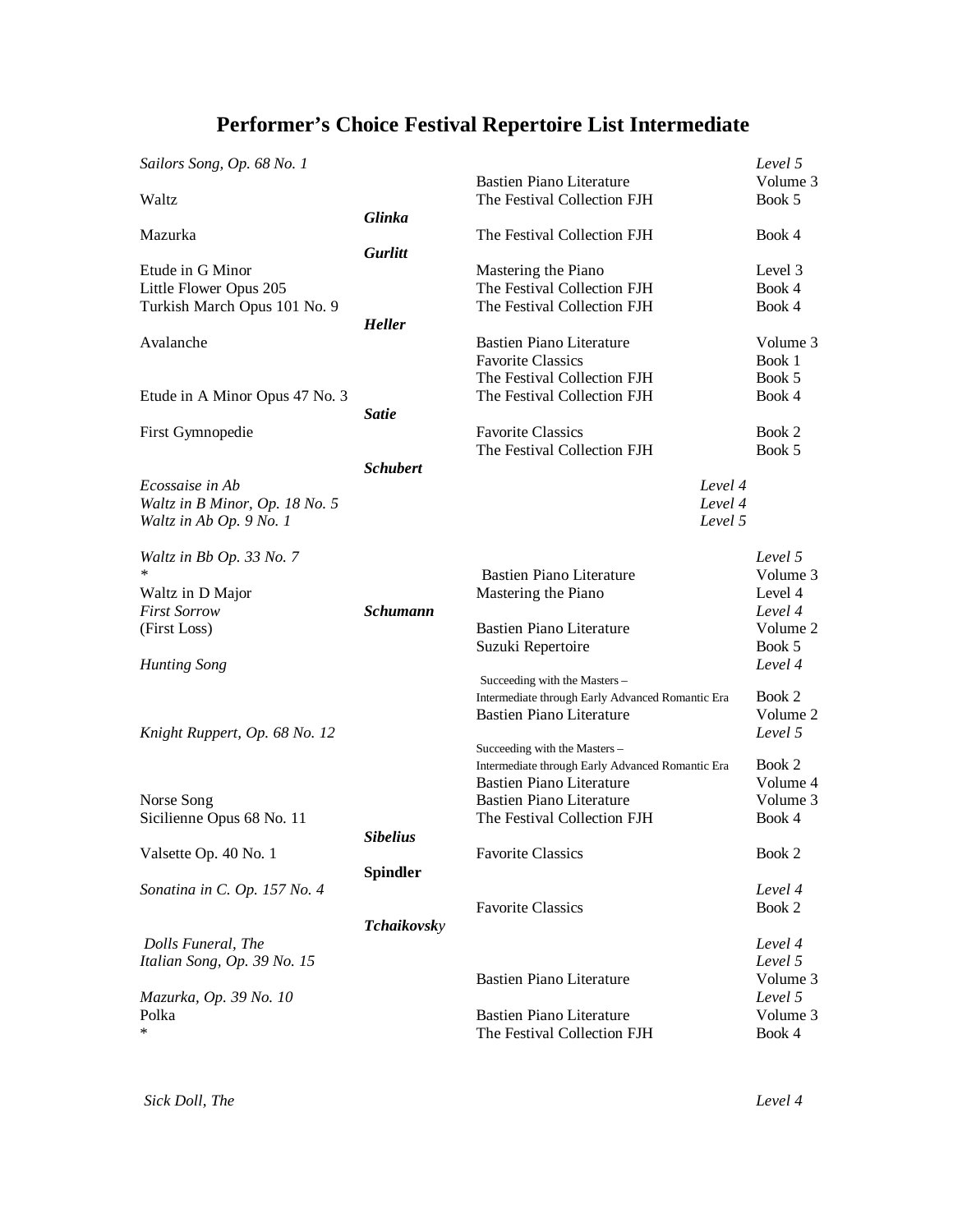# Performer's Choice Festival Repertoire List Intermediate

| Title | Composer | Book | Level/Volume |
|---|---|---|---|
| *Sailors Song, Op. 68 No. 1* | | | *Level 5* |
| | | Bastien Piano Literature | Volume 3 |
| Waltz | | The Festival Collection FJH | Book 5 |
| | ***Glinka*** | | |
| Mazurka | | The Festival Collection FJH | Book 4 |
| | ***Gurlitt*** | | |
| Etude in G Minor | | Mastering the Piano | Level 3 |
| Little Flower Opus 205 | | The Festival Collection FJH | Book 4 |
| Turkish March Opus 101 No. 9 | | The Festival Collection FJH | Book 4 |
| | ***Heller*** | | |
| Avalanche | | Bastien Piano Literature | Volume 3 |
| | | Favorite Classics | Book 1 |
| | | The Festival Collection FJH | Book 5 |
| Etude in A Minor Opus 47 No. 3 | | The Festival Collection FJH | Book 4 |
| | ***Satie*** | | |
| First Gymnopedie | | Favorite Classics | Book 2 |
| | | The Festival Collection FJH | Book 5 |
| | ***Schubert*** | | |
| *Ecossaise in Ab* | | *Level 4* | |
| *Waltz in B Minor, Op. 18 No. 5* | | *Level 4* | |
| *Waltz in Ab Op. 9 No. 1* | | *Level 5* | |
| *Waltz in Bb Op. 33 No. 7* | | | *Level 5* |
| * | | Bastien Piano Literature | Volume 3 |
| Waltz in D Major | | Mastering the Piano | Level 4 |
| *First Sorrow* | ***Schumann*** | | *Level 4* |
| (First Loss) | | Bastien Piano Literature | Volume 2 |
| | | Suzuki Repertoire | Book 5 |
| *Hunting Song* | | | *Level 4* |
| | | Succeeding with the Masters – Intermediate through Early Advanced Romantic Era | Book 2 |
| | | Bastien Piano Literature | Volume 2 |
| *Knight Ruppert, Op. 68 No. 12* | | | *Level 5* |
| | | Succeeding with the Masters – Intermediate through Early Advanced Romantic Era | Book 2 |
| | | Bastien Piano Literature | Volume 4 |
| Norse Song | | Bastien Piano Literature | Volume 3 |
| Sicilienne Opus 68 No. 11 | | The Festival Collection FJH | Book 4 |
| | ***Sibelius*** | | |
| Valsette Op. 40 No. 1 | | Favorite Classics | Book 2 |
| | **Spindler** | | |
| *Sonatina in C. Op. 157 No. 4* | | | *Level 4* |
| | | Favorite Classics | Book 2 |
| | ***Tchaikovsky*** | | |
| *Dolls Funeral, The* | | | *Level 4* |
| *Italian Song, Op. 39 No. 15* | | | *Level 5* |
| | | Bastien Piano Literature | Volume 3 |
| *Mazurka, Op. 39 No. 10* | | | *Level 5* |
| Polka | | Bastien Piano Literature | Volume 3 |
| * | | The Festival Collection FJH | Book 4 |
| *Sick Doll, The* | | | *Level 4* |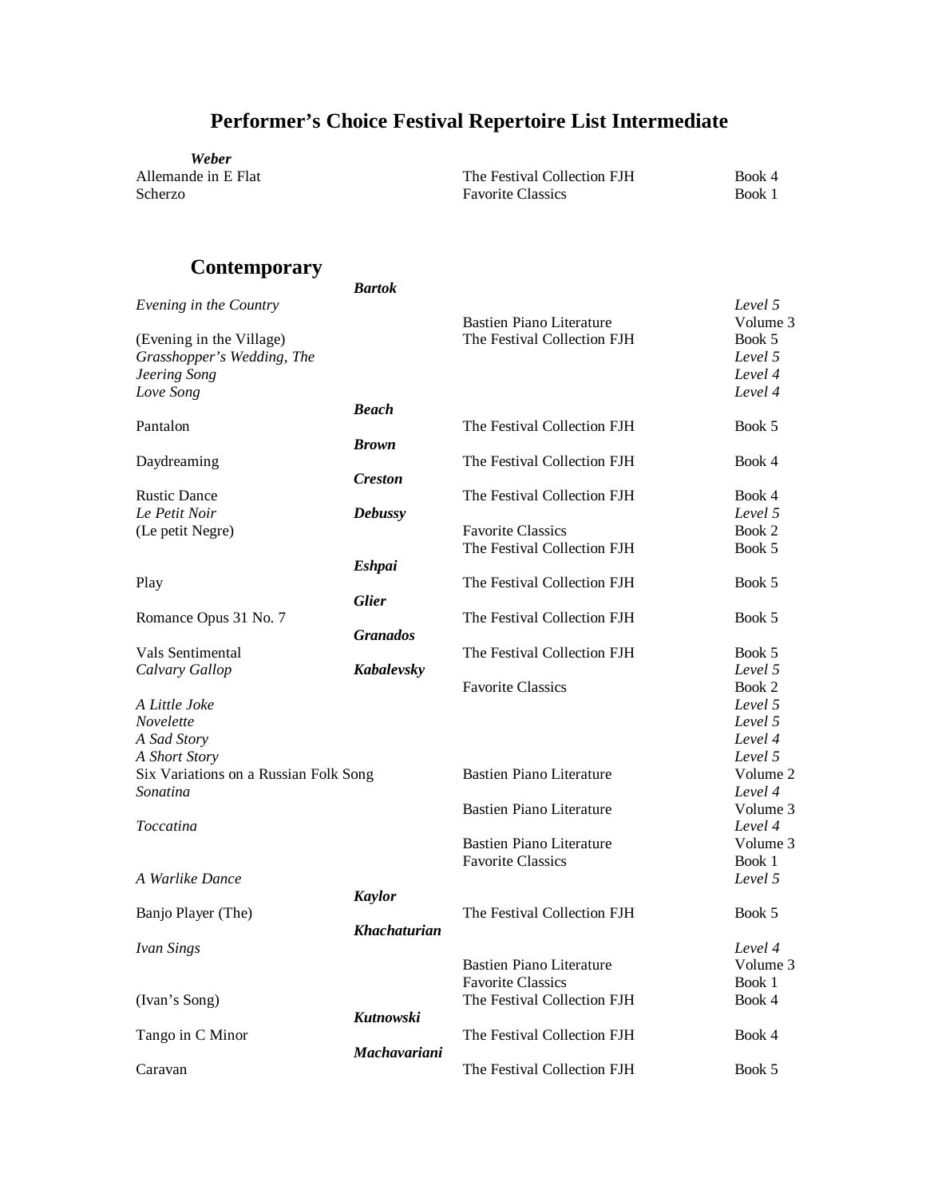#### Performer's Choice Festival Repertoire List Intermediate

***Weber***

| | | | |
|---|---|---|---|
| Allemande in E Flat | | The Festival Collection FJH | Book 4 |
| Scherzo | | Favorite Classics | Book 1 |

## Contemporary

| Title | Composer | Collection | Book/Level |
|---|---|---|---|
| | ***Bartok*** | | |
| *Evening in the Country* | | | *Level 5* |
| | | Bastien Piano Literature | Volume 3 |
| (Evening in the Village) | | The Festival Collection FJH | Book 5 |
| *Grasshopper's Wedding, The* | | | *Level 5* |
| *Jeering Song* | | | *Level 4* |
| *Love Song* | | | *Level 4* |
| | ***Beach*** | | |
| Pantalon | | The Festival Collection FJH | Book 5 |
| | ***Brown*** | | |
| Daydreaming | | The Festival Collection FJH | Book 4 |
| | ***Creston*** | | |
| Rustic Dance | | The Festival Collection FJH | Book 4 |
| *Le Petit Noir* | ***Debussy*** | | *Level 5* |
| (Le petit Negre) | | Favorite Classics | Book 2 |
| | | The Festival Collection FJH | Book 5 |
| | ***Eshpai*** | | |
| Play | | The Festival Collection FJH | Book 5 |
| | ***Glier*** | | |
| Romance Opus 31 No. 7 | | The Festival Collection FJH | Book 5 |
| | ***Granados*** | | |
| Vals Sentimental | | The Festival Collection FJH | Book 5 |
| *Calvary Gallop* | ***Kabalevsky*** | | *Level 5* |
| | | Favorite Classics | Book 2 |
| *A Little Joke* | | | *Level 5* |
| *Novelette* | | | *Level 5* |
| *A Sad Story* | | | *Level 4* |
| *A Short Story* | | | *Level 5* |
| Six Variations on a Russian Folk Song | | Bastien Piano Literature | Volume 2 |
| *Sonatina* | | | *Level 4* |
| | | Bastien Piano Literature | Volume 3 |
| *Toccatina* | | | *Level 4* |
| | | Bastien Piano Literature | Volume 3 |
| | | Favorite Classics | Book 1 |
| *A Warlike Dance* | | | *Level 5* |
| | ***Kaylor*** | | |
| Banjo Player (The) | | The Festival Collection FJH | Book 5 |
| | ***Khachaturian*** | | |
| *Ivan Sings* | | | *Level 4* |
| | | Bastien Piano Literature | Volume 3 |
| | | Favorite Classics | Book 1 |
| (Ivan's Song) | | The Festival Collection FJH | Book 4 |
| | ***Kutnowski*** | | |
| Tango in C Minor | | The Festival Collection FJH | Book 4 |
| | ***Machavariani*** | | |
| Caravan | | The Festival Collection FJH | Book 5 |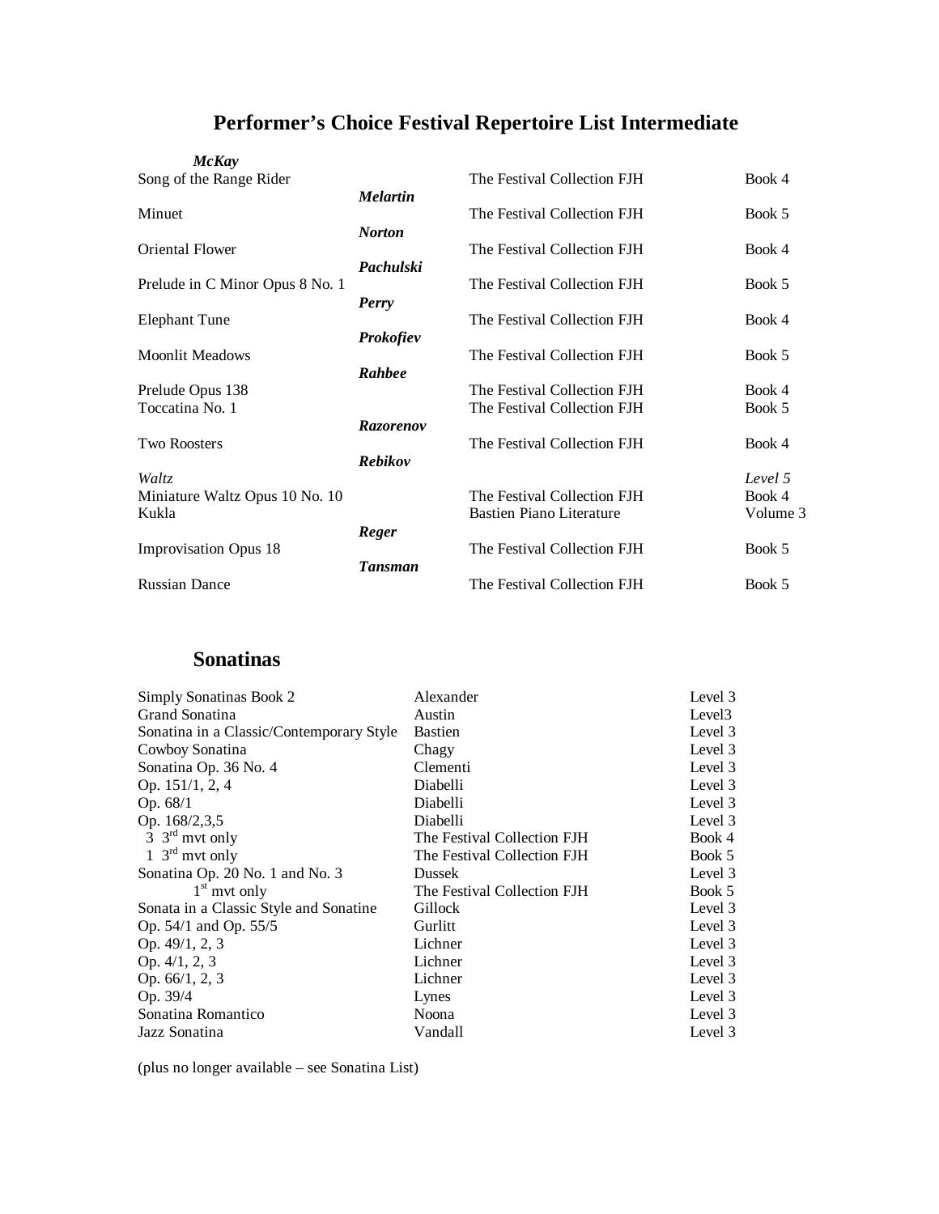# Performer's Choice Festival Repertoire List Intermediate

| | | | |
|---|---|---|---|
| ***McKay*** | | | |
| Song of the Range Rider | | The Festival Collection FJH | Book 4 |
| | ***Melartin*** | | |
| Minuet | | The Festival Collection FJH | Book 5 |
| | ***Norton*** | | |
| Oriental Flower | | The Festival Collection FJH | Book 4 |
| | ***Pachulski*** | | |
| Prelude in C Minor Opus 8 No. 1 | | The Festival Collection FJH | Book 5 |
| | ***Perry*** | | |
| Elephant Tune | | The Festival Collection FJH | Book 4 |
| | ***Prokofiev*** | | |
| Moonlit Meadows | | The Festival Collection FJH | Book 5 |
| | ***Rahbee*** | | |
| Prelude Opus 138 | | The Festival Collection FJH | Book 4 |
| Toccatina No. 1 | | The Festival Collection FJH | Book 5 |
| | ***Razorenov*** | | |
| Two Roosters | | The Festival Collection FJH | Book 4 |
| | ***Rebikov*** | | |
| *Waltz* | | | *Level 5* |
| Miniature Waltz Opus 10 No. 10 | | The Festival Collection FJH | Book 4 |
| Kukla | | Bastien Piano Literature | Volume 3 |
| | ***Reger*** | | |
| Improvisation Opus 18 | | The Festival Collection FJH | Book 5 |
| | ***Tansman*** | | |
| Russian Dance | | The Festival Collection FJH | Book 5 |

## Sonatinas

| | | |
|---|---|---|
| Simply Sonatinas Book 2 | Alexander | Level 3 |
| Grand Sonatina | Austin | Level3 |
| Sonatina in a Classic/Contemporary Style | Bastien | Level 3 |
| Cowboy Sonatina | Chagy | Level 3 |
| Sonatina Op. 36 No. 4 | Clementi | Level 3 |
| Op. 151/1, 2, 4 | Diabelli | Level 3 |
| Op. 68/1 | Diabelli | Level 3 |
| Op. 168/2,3,5 | Diabelli | Level 3 |
| 3 3rd mvt only | The Festival Collection FJH | Book 4 |
| 1 3rd mvt only | The Festival Collection FJH | Book 5 |
| Sonatina Op. 20 No. 1 and No. 3 | Dussek | Level 3 |
| 1st mvt only | The Festival Collection FJH | Book 5 |
| Sonata in a Classic Style and Sonatine | Gillock | Level 3 |
| Op. 54/1 and Op. 55/5 | Gurlitt | Level 3 |
| Op. 49/1, 2, 3 | Lichner | Level 3 |
| Op. 4/1, 2, 3 | Lichner | Level 3 |
| Op. 66/1, 2, 3 | Lichner | Level 3 |
| Op. 39/4 | Lynes | Level 3 |
| Sonatina Romantico | Noona | Level 3 |
| Jazz Sonatina | Vandall | Level 3 |

(plus no longer available – see Sonatina List)